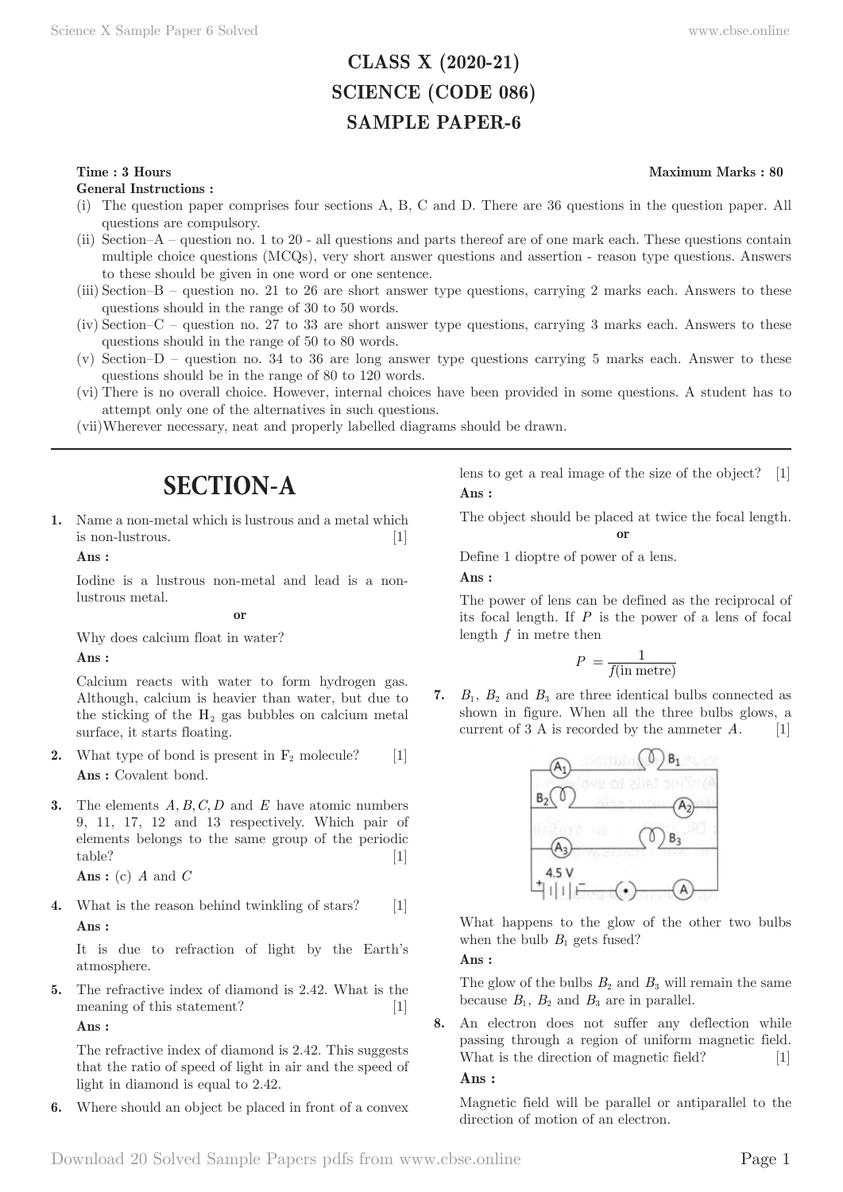# CLASS X (2020-21)
# SCIENCE (CODE 086)
# SAMPLE PAPER-6

**Time : 3 Hours** **Maximum Marks : 80**

**General Instructions :**

(i) The question paper comprises four sections A, B, C and D. There are 36 questions in the question paper. All questions are compulsory.

(ii) Section–A – question no. 1 to 20 - all questions and parts thereof are of one mark each. These questions contain multiple choice questions (MCQs), very short answer questions and assertion - reason type questions. Answers to these should be given in one word or one sentence.

(iii) Section–B – question no. 21 to 26 are short answer type questions, carrying 2 marks each. Answers to these questions should in the range of 30 to 50 words.

(iv) Section–C – question no. 27 to 33 are short answer type questions, carrying 3 marks each. Answers to these questions should in the range of 50 to 80 words.

(v) Section–D – question no. 34 to 36 are long answer type questions carrying 5 marks each. Answer to these questions should be in the range of 80 to 120 words.

(vi) There is no overall choice. However, internal choices have been provided in some questions. A student has to attempt only one of the alternatives in such questions.

(vii) Wherever necessary, neat and properly labelled diagrams should be drawn.

## SECTION-A

**1.** Name a non-metal which is lustrous and a metal which is non-lustrous. [1]

**Ans :**

Iodine is a lustrous non-metal and lead is a non-lustrous metal.

**or**

Why does calcium float in water?

**Ans :**

Calcium reacts with water to form hydrogen gas. Although, calcium is heavier than water, but due to the sticking of the $H_2$ gas bubbles on calcium metal surface, it starts floating.

**2.** What type of bond is present in $F_2$ molecule? [1]

**Ans :** Covalent bond.

**3.** The elements $A, B, C, D$ and $E$ have atomic numbers 9, 11, 17, 12 and 13 respectively. Which pair of elements belongs to the same group of the periodic table? [1]

**Ans :** (c) $A$ and $C$

**4.** What is the reason behind twinkling of stars? [1]

**Ans :**

It is due to refraction of light by the Earth's atmosphere.

**5.** The refractive index of diamond is 2.42. What is the meaning of this statement? [1]

**Ans :**

The refractive index of diamond is 2.42. This suggests that the ratio of speed of light in air and the speed of light in diamond is equal to 2.42.

**6.** Where should an object be placed in front of a convex lens to get a real image of the size of the object? [1]

**Ans :**

The object should be placed at twice the focal length.

**or**

Define 1 dioptre of power of a lens.

**Ans :**

The power of lens can be defined as the reciprocal of its focal length. If $P$ is the power of a lens of focal length $f$ in metre then

$$P = \frac{1}{f(\text{in metre})}$$

**7.** $B_1$, $B_2$ and $B_3$ are three identical bulbs connected as shown in figure. When all the three bulbs glows, a current of 3 A is recorded by the ammeter $A$. [1]

What happens to the glow of the other two bulbs when the bulb $B_1$ gets fused?

**Ans :**

The glow of the bulbs $B_2$ and $B_3$ will remain the same because $B_1$, $B_2$ and $B_3$ are in parallel.

**8.** An electron does not suffer any deflection while passing through a region of uniform magnetic field. What is the direction of magnetic field? [1]

**Ans :**

Magnetic field will be parallel or antiparallel to the direction of motion of an electron.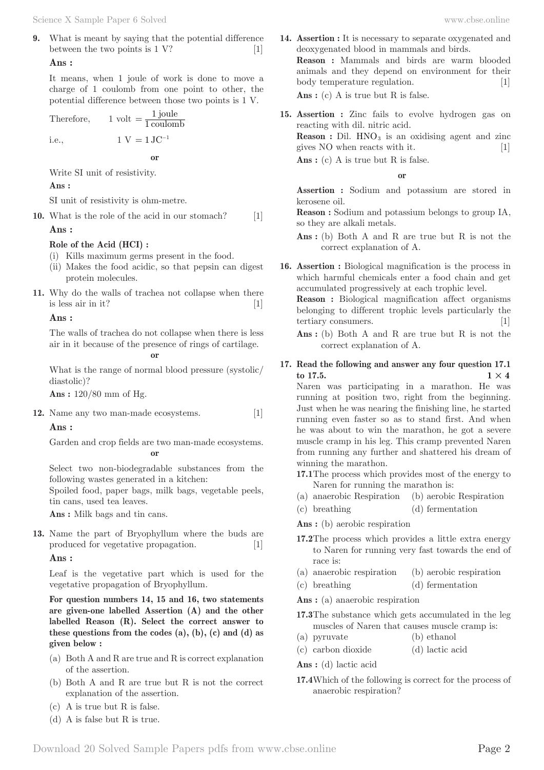**9.** What is meant by saying that the potential difference between the two points is 1 V? [1]

**Ans :**

It means, when 1 joule of work is done to move a charge of 1 coulomb from one point to other, the potential difference between those two points is 1 V.

Therefore, $1 \text{ volt} = \dfrac{1 \text{ joule}}{1 \text{ coulomb}}$

i.e., $1 \text{ V} = 1 \text{ JC}^{-1}$

**or**

Write SI unit of resistivity.

**Ans :**

SI unit of resistivity is ohm-metre.

**10.** What is the role of the acid in our stomach? [1]

**Ans :**

**Role of the Acid (HCl) :**

(i) Kills maximum germs present in the food.
(ii) Makes the food acidic, so that pepsin can digest protein molecules.

**11.** Why do the walls of trachea not collapse when there is less air in it? [1]

**Ans :**

The walls of trachea do not collapse when there is less air in it because of the presence of rings of cartilage.

**or**

What is the range of normal blood pressure (systolic/diastolic)?

**Ans :** 120/80 mm of Hg.

**12.** Name any two man-made ecosystems. [1]

**Ans :**

Garden and crop fields are two man-made ecosystems.

**or**

Select two non-biodegradable substances from the following wastes generated in a kitchen:
Spoiled food, paper bags, milk bags, vegetable peels, tin cans, used tea leaves.

**Ans :** Milk bags and tin cans.

**13.** Name the part of Bryophyllum where the buds are produced for vegetative propagation. [1]

**Ans :**

Leaf is the vegetative part which is used for the vegetative propagation of Bryophyllum.

**For question numbers 14, 15 and 16, two statements are given-one labelled Assertion (A) and the other labelled Reason (R). Select the correct answer to these questions from the codes (a), (b), (c) and (d) as given below :**

(a) Both A and R are true and R is correct explanation of the assertion.
(b) Both A and R are true but R is not the correct explanation of the assertion.
(c) A is true but R is false.
(d) A is false but R is true.

**14. Assertion :** It is necessary to separate oxygenated and deoxygenated blood in mammals and birds.
**Reason :** Mammals and birds are warm blooded animals and they depend on environment for their body temperature regulation. [1]

**Ans :** (c) A is true but R is false.

**15. Assertion :** Zinc fails to evolve hydrogen gas on reacting with dil. nitric acid.
**Reason :** Dil. $HNO_3$ is an oxidising agent and zinc gives NO when reacts with it. [1]

**Ans :** (c) A is true but R is false.

**or**

**Assertion :** Sodium and potassium are stored in kerosene oil.
**Reason :** Sodium and potassium belongs to group IA, so they are alkali metals.

**Ans :** (b) Both A and R are true but R is not the correct explanation of A.

**16. Assertion :** Biological magnification is the process in which harmful chemicals enter a food chain and get accumulated progressively at each trophic level.
**Reason :** Biological magnification affect organisms belonging to different trophic levels particularly the tertiary consumers. [1]

**Ans :** (b) Both A and R are true but R is not the correct explanation of A.

**17. Read the following and answer any four question 17.1 to 17.5.** **1 × 4**

Naren was participating in a marathon. He was running at position two, right from the beginning. Just when he was nearing the finishing line, he started running even faster so as to stand first. And when he was about to win the marathon, he got a severe muscle cramp in his leg. This cramp prevented Naren from running any further and shattered his dream of winning the marathon.

**17.1** The process which provides most of the energy to Naren for running the marathon is:

(a) anaerobic Respiration (b) aerobic Respiration
(c) breathing (d) fermentation

**Ans :** (b) aerobic respiration

**17.2** The process which provides a little extra energy to Naren for running very fast towards the end of race is:

(a) anaerobic respiration (b) aerobic respiration
(c) breathing (d) fermentation

**Ans :** (a) anaerobic respiration

**17.3** The substance which gets accumulated in the leg muscles of Naren that causes muscle cramp is:

(a) pyruvate (b) ethanol
(c) carbon dioxide (d) lactic acid

**Ans :** (d) lactic acid

**17.4** Which of the following is correct for the process of anaerobic respiration?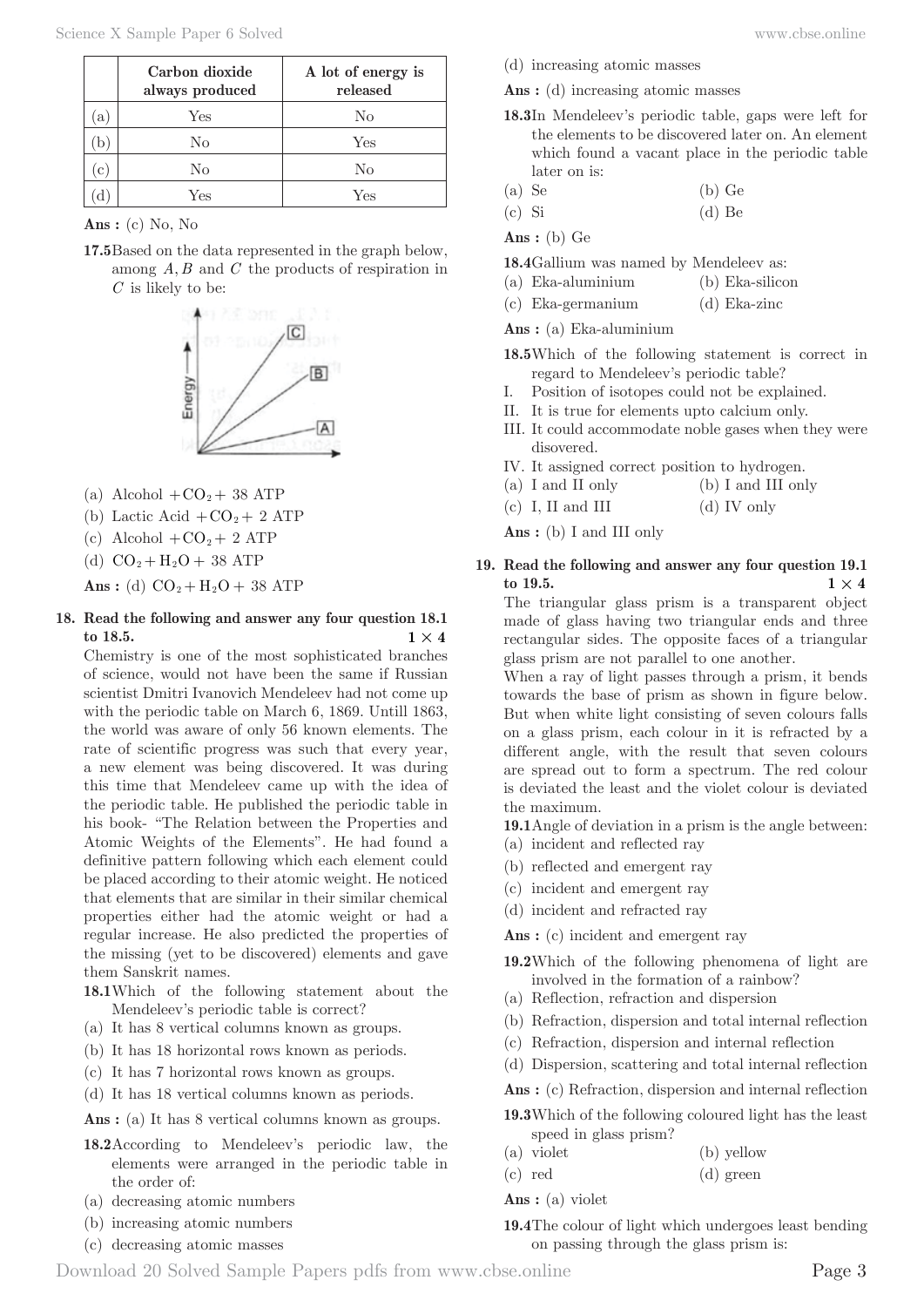|  | Carbon dioxide always produced | A lot of energy is released |
|---|---|---|
| (a) | Yes | No |
| (b) | No | Yes |
| (c) | No | No |
| (d) | Yes | Yes |

**Ans :** (c) No, No

**17.5** Based on the data represented in the graph below, among $A, B$ and $C$ the products of respiration in $C$ is likely to be:

(a) Alcohol $+ CO_2 +$ 38 ATP

(b) Lactic Acid $+ CO_2 +$ 2 ATP

(c) Alcohol $+ CO_2 +$ 2 ATP

(d) $CO_2 + H_2O +$ 38 ATP

**Ans :** (d) $CO_2 + H_2O +$ 38 ATP

**18. Read the following and answer any four question 18.1 to 18.5.** $1 \times 4$

Chemistry is one of the most sophisticated branches of science, would not have been the same if Russian scientist Dmitri Ivanovich Mendeleev had not come up with the periodic table on March 6, 1869. Untill 1863, the world was aware of only 56 known elements. The rate of scientific progress was such that every year, a new element was being discovered. It was during this time that Mendeleev came up with the idea of the periodic table. He published the periodic table in his book- "The Relation between the Properties and Atomic Weights of the Elements". He had found a definitive pattern following which each element could be placed according to their atomic weight. He noticed that elements that are similar in their similar chemical properties either had the atomic weight or had a regular increase. He also predicted the properties of the missing (yet to be discovered) elements and gave them Sanskrit names.

**18.1** Which of the following statement about the Mendeleev's periodic table is correct?

(a) It has 8 vertical columns known as groups.

(b) It has 18 horizontal rows known as periods.

(c) It has 7 horizontal rows known as groups.

(d) It has 18 vertical columns known as periods.

**Ans :** (a) It has 8 vertical columns known as groups.

**18.2** According to Mendeleev's periodic law, the elements were arranged in the periodic table in the order of:

(a) decreasing atomic numbers

(b) increasing atomic numbers

(c) decreasing atomic masses

(d) increasing atomic masses

**Ans :** (d) increasing atomic masses

**18.3** In Mendeleev's periodic table, gaps were left for the elements to be discovered later on. An element which found a vacant place in the periodic table later on is:

(a) Se (b) Ge

(c) Si (d) Be

**Ans :** (b) Ge

**18.4** Gallium was named by Mendeleev as:

(a) Eka-aluminium (b) Eka-silicon

(c) Eka-germanium (d) Eka-zinc

**Ans :** (a) Eka-aluminium

**18.5** Which of the following statement is correct in regard to Mendeleev's periodic table?

I. Position of isotopes could not be explained.

II. It is true for elements upto calcium only.

III. It could accommodate noble gases when they were discovered.

IV. It assigned correct position to hydrogen.

(a) I and II only (b) I and III only

(c) I, II and III (d) IV only

**Ans :** (b) I and III only

**19. Read the following and answer any four question 19.1 to 19.5.** $1 \times 4$

The triangular glass prism is a transparent object made of glass having two triangular ends and three rectangular sides. The opposite faces of a triangular glass prism are not parallel to one another.

When a ray of light passes through a prism, it bends towards the base of prism as shown in figure below. But when white light consisting of seven colours falls on a glass prism, each colour in it is refracted by a different angle, with the result that seven colours are spread out to form a spectrum. The red colour is deviated the least and the violet colour is deviated the maximum.

**19.1** Angle of deviation in a prism is the angle between:

(a) incident and reflected ray

(b) reflected and emergent ray

(c) incident and emergent ray

(d) incident and refracted ray

**Ans :** (c) incident and emergent ray

**19.2** Which of the following phenomena of light are involved in the formation of a rainbow?

(a) Reflection, refraction and dispersion

(b) Refraction, dispersion and total internal reflection

(c) Refraction, dispersion and internal reflection

(d) Dispersion, scattering and total internal reflection

**Ans :** (c) Refraction, dispersion and internal reflection

**19.3** Which of the following coloured light has the least speed in glass prism?

(a) violet (b) yellow

(c) red (d) green

**Ans :** (a) violet

**19.4** The colour of light which undergoes least bending on passing through the glass prism is: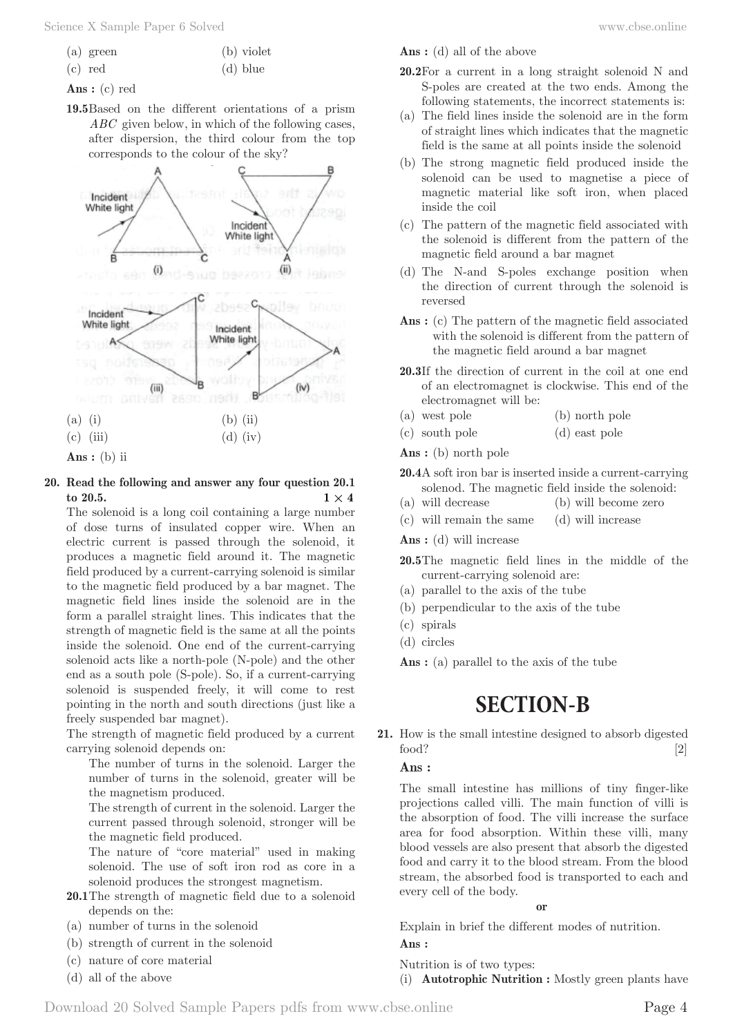(a) green (b) violet

(c) red (d) blue

**Ans :** (c) red

**19.5** Based on the different orientations of a prism $ABC$ given below, in which of the following cases, after dispersion, the third colour from the top corresponds to the colour of the sky?

(a) (i) (b) (ii)

(c) (iii) (d) (iv)

**Ans :** (b) ii

**20. Read the following and answer any four question 20.1 to 20.5.** **1 × 4**

The solenoid is a long coil containing a large number of dose turns of insulated copper wire. When an electric current is passed through the solenoid, it produces a magnetic field around it. The magnetic field produced by a current-carrying solenoid is similar to the magnetic field produced by a bar magnet. The magnetic field lines inside the solenoid are in the form a parallel straight lines. This indicates that the strength of magnetic field is the same at all the points inside the solenoid. One end of the current-carrying solenoid acts like a north-pole (N-pole) and the other end as a south pole (S-pole). So, if a current-carrying solenoid is suspended freely, it will come to rest pointing in the north and south directions (just like a freely suspended bar magnet).

The strength of magnetic field produced by a current carrying solenoid depends on:

The number of turns in the solenoid. Larger the number of turns in the solenoid, greater will be the magnetism produced.

The strength of current in the solenoid. Larger the current passed through solenoid, stronger will be the magnetic field produced.

The nature of "core material" used in making solenoid. The use of soft iron rod as core in a solenoid produces the strongest magnetism.

**20.1** The strength of magnetic field due to a solenoid depends on the:

(a) number of turns in the solenoid

(b) strength of current in the solenoid

(c) nature of core material

(d) all of the above

**Ans :** (d) all of the above

**20.2** For a current in a long straight solenoid N and S-poles are created at the two ends. Among the following statements, the incorrect statements is:

(a) The field lines inside the solenoid are in the form of straight lines which indicates that the magnetic field is the same at all points inside the solenoid

(b) The strong magnetic field produced inside the solenoid can be used to magnetise a piece of magnetic material like soft iron, when placed inside the coil

(c) The pattern of the magnetic field associated with the solenoid is different from the pattern of the magnetic field around a bar magnet

(d) The N-and S-poles exchange position when the direction of current through the solenoid is reversed

**Ans :** (c) The pattern of the magnetic field associated with the solenoid is different from the pattern of the magnetic field around a bar magnet

**20.3** If the direction of current in the coil at one end of an electromagnet is clockwise. This end of the electromagnet will be:

(a) west pole (b) north pole

(c) south pole (d) east pole

**Ans :** (b) north pole

**20.4** A soft iron bar is inserted inside a current-carrying solenod. The magnetic field inside the solenoid:

(a) will decrease (b) will become zero

(c) will remain the same (d) will increase

**Ans :** (d) will increase

**20.5** The magnetic field lines in the middle of the current-carrying solenoid are:

(a) parallel to the axis of the tube

(b) perpendicular to the axis of the tube

(c) spirals

(d) circles

**Ans :** (a) parallel to the axis of the tube

# SECTION-B

**21.** How is the small intestine designed to absorb digested food? [2]

**Ans :**

The small intestine has millions of tiny finger-like projections called villi. The main function of villi is the absorption of food. The villi increase the surface area for food absorption. Within these villi, many blood vessels are also present that absorb the digested food and carry it to the blood stream. From the blood stream, the absorbed food is transported to each and every cell of the body.

**or**

Explain in brief the different modes of nutrition.

**Ans :**

Nutrition is of two types:

(i) **Autotrophic Nutrition :** Mostly green plants have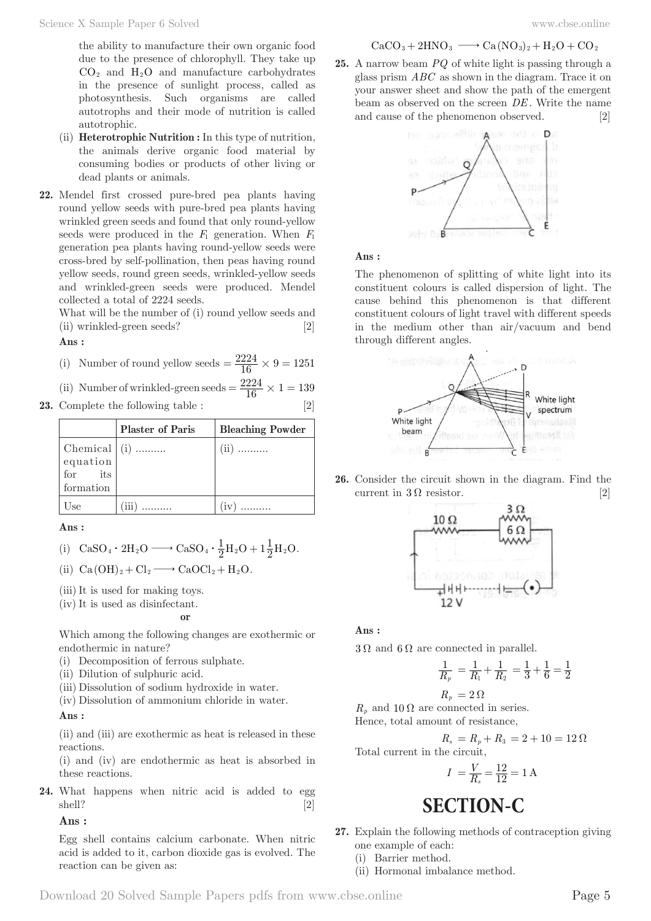the ability to manufacture their own organic food due to the presence of chlorophyll. They take up $CO_2$ and $H_2O$ and manufacture carbohydrates in the presence of sunlight process, called as photosynthesis. Such organisms are called autotrophs and their mode of nutrition is called autotrophic.

(ii) **Heterotrophic Nutrition :** In this type of nutrition, the animals derive organic food material by consuming bodies or products of other living or dead plants or animals.

**22.** Mendel first crossed pure-bred pea plants having round yellow seeds with pure-bred pea plants having wrinkled green seeds and found that only round-yellow seeds were produced in the $F_1$ generation. When $F_1$ generation pea plants having round-yellow seeds were cross-bred by self-pollination, then peas having round yellow seeds, round green seeds, wrinkled-yellow seeds and wrinkled-green seeds were produced. Mendel collected a total of 2224 seeds.
What will be the number of (i) round yellow seeds and (ii) wrinkled-green seeds? [2]

**Ans :**

(i) Number of round yellow seeds $= \frac{2224}{16} \times 9 = 1251$

(ii) Number of wrinkled-green seeds $= \frac{2224}{16} \times 1 = 139$

**23.** Complete the following table : [2]

| | **Plaster of Paris** | **Bleaching Powder** |
|---|---|---|
| Chemical equation for its formation | (i) .......... | (ii) .......... |
| Use | (iii) .......... | (iv) .......... |

**Ans :**

(i) $CaSO_4 \cdot 2H_2O \longrightarrow CaSO_4 \cdot \frac{1}{2}H_2O + 1\frac{1}{2}H_2O$.

(ii) $Ca(OH)_2 + Cl_2 \longrightarrow CaOCl_2 + H_2O$.

(iii) It is used for making toys.

(iv) It is used as disinfectant.

**or**

Which among the following changes are exothermic or endothermic in nature?

(i) Decomposition of ferrous sulphate.
(ii) Dilution of sulphuric acid.
(iii) Dissolution of sodium hydroxide in water.
(iv) Dissolution of ammonium chloride in water.

**Ans :**

(ii) and (iii) are exothermic as heat is released in these reactions.

(i) and (iv) are endothermic as heat is absorbed in these reactions.

**24.** What happens when nitric acid is added to egg shell? [2]

**Ans :**

Egg shell contains calcium carbonate. When nitric acid is added to it, carbon dioxide gas is evolved. The reaction can be given as:

$$CaCO_3 + 2HNO_3 \longrightarrow Ca(NO_3)_2 + H_2O + CO_2$$

**25.** A narrow beam $PQ$ of white light is passing through a glass prism $ABC$ as shown in the diagram. Trace it on your answer sheet and show the path of the emergent beam as observed on the screen $DE$. Write the name and cause of the phenomenon observed. [2]

**Ans :**

The phenomenon of splitting of white light into its constituent colours is called dispersion of light. The cause behind this phenomenon is that different constituent colours of light travel with different speeds in the medium other than air/vacuum and bend through different angles.

**26.** Consider the circuit shown in the diagram. Find the current in $3\,\Omega$ resistor. [2]

**Ans :**

$3\,\Omega$ and $6\,\Omega$ are connected in parallel.

$$\frac{1}{R_p} = \frac{1}{R_1} + \frac{1}{R_2} = \frac{1}{3} + \frac{1}{6} = \frac{1}{2}$$

$$R_p = 2\,\Omega$$

$R_p$ and $10\,\Omega$ are connected in series.
Hence, total amount of resistance,

$$R_s = R_p + R_3 = 2 + 10 = 12\,\Omega$$

Total current in the circuit,

$$I = \frac{V}{R_s} = \frac{12}{12} = 1\,A$$

# SECTION-C

**27.** Explain the following methods of contraception giving one example of each:

(i) Barrier method.
(ii) Hormonal imbalance method.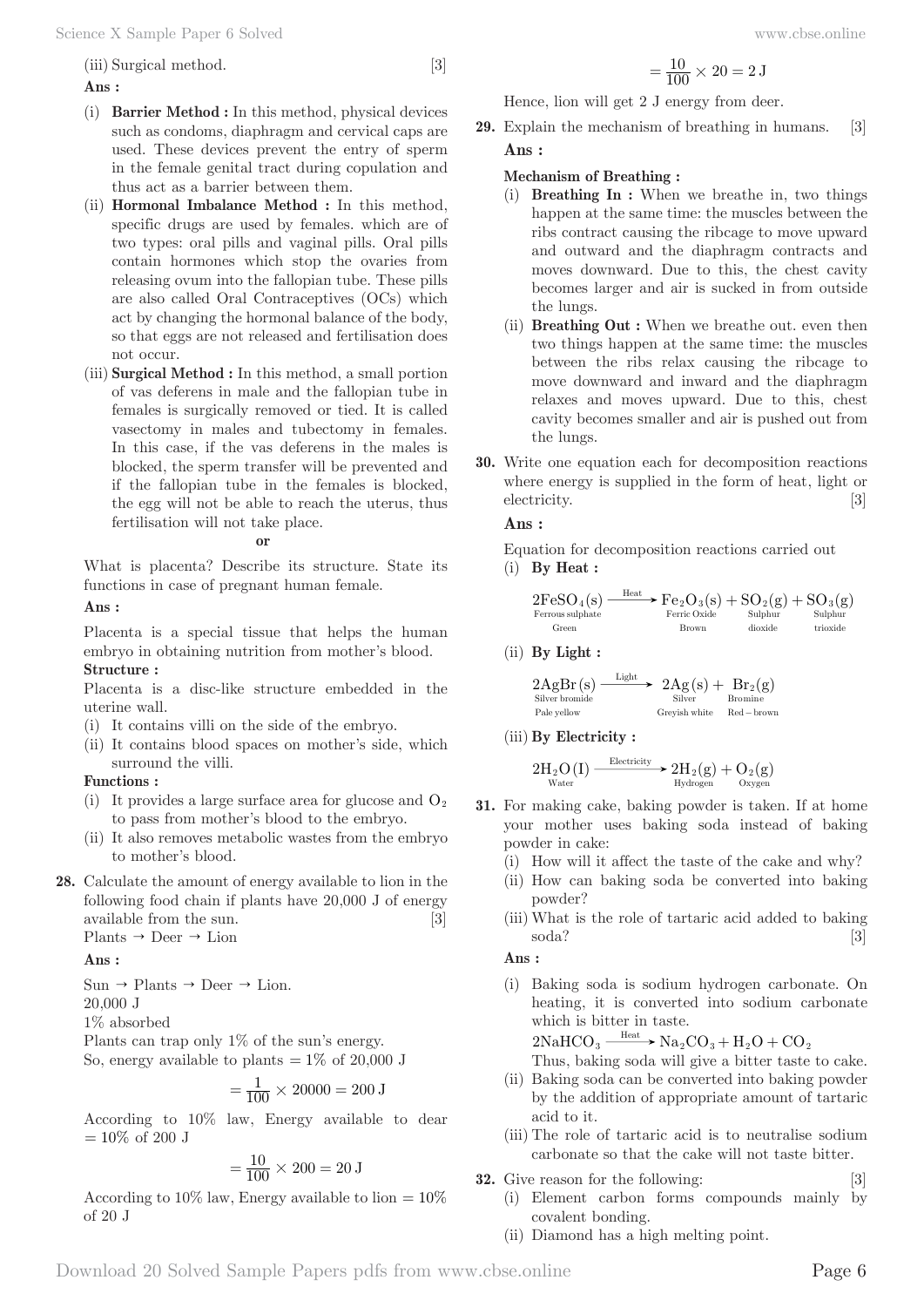(iii) Surgical method. [3]

**Ans :**

(i) **Barrier Method :** In this method, physical devices such as condoms, diaphragm and cervical caps are used. These devices prevent the entry of sperm in the female genital tract during copulation and thus act as a barrier between them.

(ii) **Hormonal Imbalance Method :** In this method, specific drugs are used by females. which are of two types: oral pills and vaginal pills. Oral pills contain hormones which stop the ovaries from releasing ovum into the fallopian tube. These pills are also called Oral Contraceptives (OCs) which act by changing the hormonal balance of the body, so that eggs are not released and fertilisation does not occur.

(iii) **Surgical Method :** In this method, a small portion of vas deferens in male and the fallopian tube in females is surgically removed or tied. It is called vasectomy in males and tubectomy in females. In this case, if the vas deferens in the males is blocked, the sperm transfer will be prevented and if the fallopian tube in the females is blocked, the egg will not be able to reach the uterus, thus fertilisation will not take place.

**or**

What is placenta? Describe its structure. State its functions in case of pregnant human female.

**Ans :**

Placenta is a special tissue that helps the human embryo in obtaining nutrition from mother's blood.

**Structure :**

Placenta is a disc-like structure embedded in the uterine wall.

(i) It contains villi on the side of the embryo.

(ii) It contains blood spaces on mother's side, which surround the villi.

**Functions :**

(i) It provides a large surface area for glucose and $O_2$ to pass from mother's blood to the embryo.

(ii) It also removes metabolic wastes from the embryo to mother's blood.

**28.** Calculate the amount of energy available to lion in the following food chain if plants have 20,000 J of energy available from the sun. [3]

Plants → Deer → Lion

**Ans :**

Sun → Plants → Deer → Lion.

20,000 J

1% absorbed

Plants can trap only 1% of the sun's energy.

So, energy available to plants = 1% of 20,000 J

$$= \frac{1}{100} \times 20000 = 200\,\text{J}$$

According to 10% law, Energy available to dear = 10% of 200 J

$$= \frac{10}{100} \times 200 = 20\,\text{J}$$

According to 10% law, Energy available to lion = 10% of 20 J

$$= \frac{10}{100} \times 20 = 2\,\text{J}$$

Hence, lion will get 2 J energy from deer.

**29.** Explain the mechanism of breathing in humans. [3]

**Ans :**

**Mechanism of Breathing :**

(i) **Breathing In :** When we breathe in, two things happen at the same time: the muscles between the ribs contract causing the ribcage to move upward and outward and the diaphragm contracts and moves downward. Due to this, the chest cavity becomes larger and air is sucked in from outside the lungs.

(ii) **Breathing Out :** When we breathe out. even then two things happen at the same time: the muscles between the ribs relax causing the ribcage to move downward and inward and the diaphragm relaxes and moves upward. Due to this, chest cavity becomes smaller and air is pushed out from the lungs.

**30.** Write one equation each for decomposition reactions where energy is supplied in the form of heat, light or electricity. [3]

**Ans :**

Equation for decomposition reactions carried out

(i) **By Heat :**

$$\underset{\substack{\text{Ferrous sulphate} \\ \text{Green}}}{2FeSO_4(s)} \xrightarrow{\text{Heat}} \underset{\substack{\text{Ferric Oxide} \\ \text{Brown}}}{Fe_2O_3(s)} + \underset{\substack{\text{Sulphur} \\ \text{dioxide}}}{SO_2(g)} + \underset{\substack{\text{Sulphur} \\ \text{trioxide}}}{SO_3(g)}$$

(ii) **By Light :**

$$\underset{\substack{\text{Silver bromide} \\ \text{Pale yellow}}}{2AgBr(s)} \xrightarrow{\text{Light}} \underset{\substack{\text{Silver} \\ \text{Greyish white}}}{2Ag(s)} + \underset{\substack{\text{Bromine} \\ \text{Red -- brown}}}{Br_2(g)}$$

(iii) **By Electricity :**

$$\underset{\text{Water}}{2H_2O(I)} \xrightarrow{\text{Electricity}} \underset{\text{Hydrogen}}{2H_2(g)} + \underset{\text{Oxygen}}{O_2(g)}$$

**31.** For making cake, baking powder is taken. If at home your mother uses baking soda instead of baking powder in cake:

(i) How will it affect the taste of the cake and why?

(ii) How can baking soda be converted into baking powder?

(iii) What is the role of tartaric acid added to baking soda? [3]

**Ans :**

(i) Baking soda is sodium hydrogen carbonate. On heating, it is converted into sodium carbonate which is bitter in taste.

$$2NaHCO_3 \xrightarrow{\text{Heat}} Na_2CO_3 + H_2O + CO_2$$

Thus, baking soda will give a bitter taste to cake.

(ii) Baking soda can be converted into baking powder by the addition of appropriate amount of tartaric acid to it.

(iii) The role of tartaric acid is to neutralise sodium carbonate so that the cake will not taste bitter.

**32.** Give reason for the following: [3]

(i) Element carbon forms compounds mainly by covalent bonding.

(ii) Diamond has a high melting point.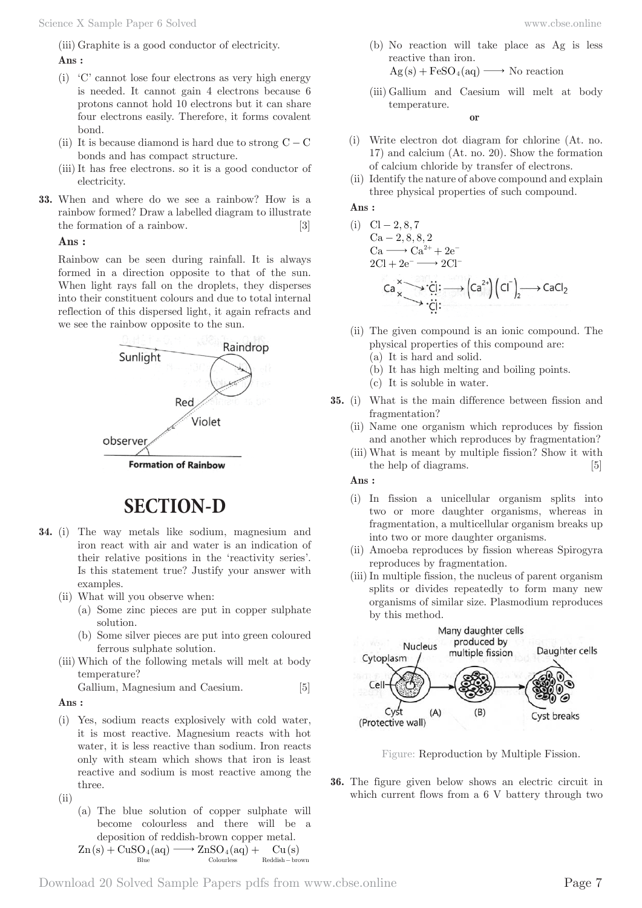(iii) Graphite is a good conductor of electricity.

**Ans :**

(i) 'C' cannot lose four electrons as very high energy is needed. It cannot gain 4 electrons because 6 protons cannot hold 10 electrons but it can share four electrons easily. Therefore, it forms covalent bond.

(ii) It is because diamond is hard due to strong C – C bonds and has compact structure.

(iii) It has free electrons. so it is a good conductor of electricity.

**33.** When and where do we see a rainbow? How is a rainbow formed? Draw a labelled diagram to illustrate the formation of a rainbow. [3]

**Ans :**

Rainbow can be seen during rainfall. It is always formed in a direction opposite to that of the sun. When light rays fall on the droplets, they disperses into their constituent colours and due to total internal reflection of this dispersed light, it again refracts and we see the rainbow opposite to the sun.

Formation of Rainbow

# SECTION-D

**34.** (i) The way metals like sodium, magnesium and iron react with air and water is an indication of their relative positions in the 'reactivity series'. Is this statement true? Justify your answer with examples.

(ii) What will you observe when:

(a) Some zinc pieces are put in copper sulphate solution.

(b) Some silver pieces are put into green coloured ferrous sulphate solution.

(iii) Which of the following metals will melt at body temperature?
Gallium, Magnesium and Caesium. [5]

**Ans :**

(i) Yes, sodium reacts explosively with cold water, it is most reactive. Magnesium reacts with hot water, it is less reactive than sodium. Iron reacts only with steam which shows that iron is least reactive and sodium is most reactive among the three.

(ii)

(a) The blue solution of copper sulphate will become colourless and there will be a deposition of reddish-brown copper metal.

$$Zn(s) + \underset{\text{Blue}}{CuSO_4(aq)} \longrightarrow \underset{\text{Colourless}}{ZnSO_4(aq)} + \underset{\text{Reddish-brown}}{Cu(s)}$$

(b) No reaction will take place as Ag is less reactive than iron.

$$Ag(s) + FeSO_4(aq) \longrightarrow \text{No reaction}$$

(iii) Gallium and Caesium will melt at body temperature.

**or**

(i) Write electron dot diagram for chlorine (At. no. 17) and calcium (At. no. 20). Show the formation of calcium chloride by transfer of electrons.

(ii) Identify the nature of above compound and explain three physical properties of such compound.

**Ans :**

(i) $Cl - 2, 8, 7$
$Ca - 2, 8, 8, 2$
$Ca \longrightarrow Ca^{2+} + 2e^-$
$2Cl + 2e^- \longrightarrow 2Cl^-$

$$Ca \longrightarrow (Ca^{2+})(Cl^-)_2 \longrightarrow CaCl_2$$

(ii) The given compound is an ionic compound. The physical properties of this compound are:

(a) It is hard and solid.

(b) It has high melting and boiling points.

(c) It is soluble in water.

**35.** (i) What is the main difference between fission and fragmentation?

(ii) Name one organism which reproduces by fission and another which reproduces by fragmentation?

(iii) What is meant by multiple fission? Show it with the help of diagrams. [5]

**Ans :**

(i) In fission a unicellular organism splits into two or more daughter organisms, whereas in fragmentation, a multicellular organism breaks up into two or more daughter organisms.

(ii) Amoeba reproduces by fission whereas Spirogyra reproduces by fragmentation.

(iii) In multiple fission, the nucleus of parent organism splits or divides repeatedly to form many new organisms of similar size. Plasmodium reproduces by this method.

Figure: Reproduction by Multiple Fission.

**36.** The figure given below shows an electric circuit in which current flows from a 6 V battery through two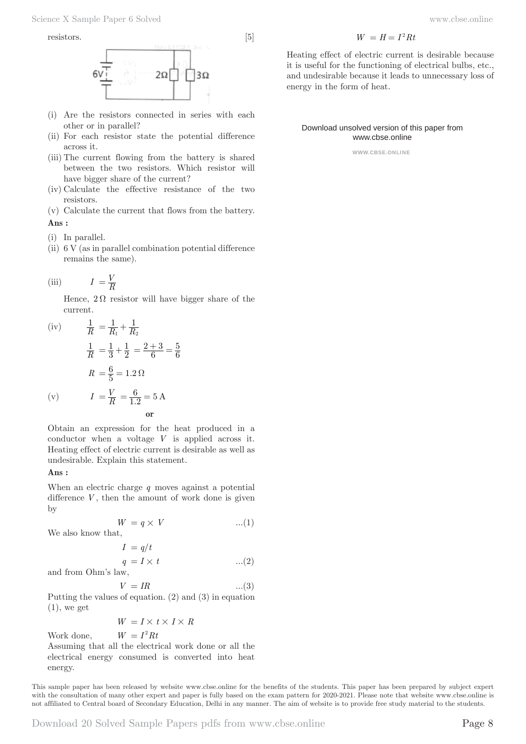resistors. [5]

(i) Are the resistors connected in series with each other or in parallel?
(ii) For each resistor state the potential difference across it.
(iii) The current flowing from the battery is shared between the two resistors. Which resistor will have bigger share of the current?
(iv) Calculate the effective resistance of the two resistors.
(v) Calculate the current that flows from the battery.

**Ans :**

(i) In parallel.
(ii) 6 V (as in parallel combination potential difference remains the same).

(iii) $$I = \frac{V}{R}$$

Hence, $2\,\Omega$ resistor will have bigger share of the current.

(iv) $$\frac{1}{R} = \frac{1}{R_1} + \frac{1}{R_2}$$

$$\frac{1}{R} = \frac{1}{3} + \frac{1}{2} = \frac{2+3}{6} = \frac{5}{6}$$

$$R = \frac{6}{5} = 1.2\,\Omega$$

(v) $$I = \frac{V}{R} = \frac{6}{1.2} = 5\,\text{A}$$

**or**

Obtain an expression for the heat produced in a conductor when a voltage $V$ is applied across it. Heating effect of electric current is desirable as well as undesirable. Explain this statement.

**Ans :**

When an electric charge $q$ moves against a potential difference $V$, then the amount of work done is given by

$$W = q \times V \quad ...(1)$$

We also know that,

$$I = q/t$$

$$q = I \times t \quad ...(2)$$

and from Ohm's law,

$$V = IR \quad ...(3)$$

Putting the values of equation. (2) and (3) in equation (1), we get

$$W = I \times t \times I \times R$$

Work done, $$W = I^2Rt$$

Assuming that all the electrical work done or all the electrical energy consumed is converted into heat energy.

$$W = H = I^2Rt$$

Heating effect of electric current is desirable because it is useful for the functioning of electrical bulbs, etc., and undesirable because it leads to unnecessary loss of energy in the form of heat.